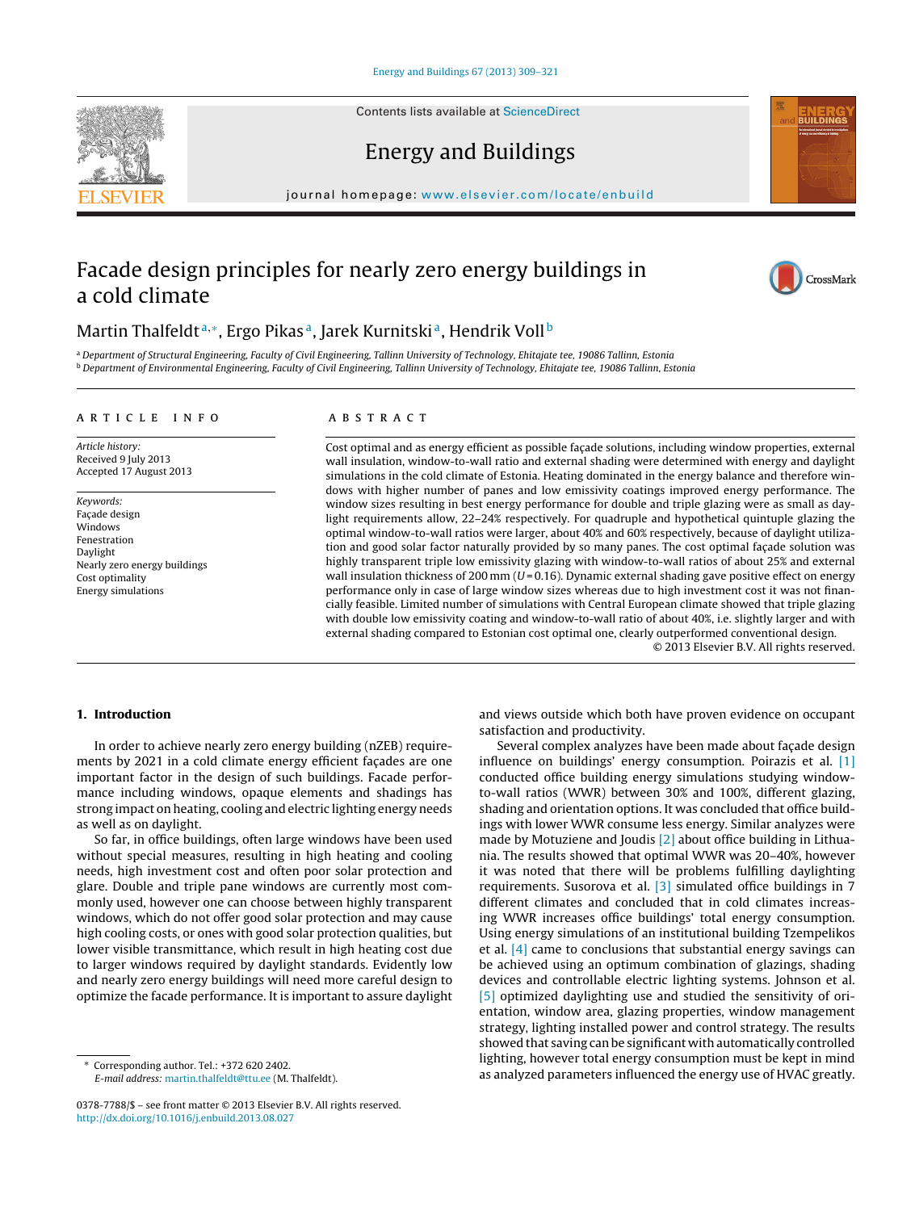Contents lists available at ScienceDirect

Energy and Buildings

journal homepage: www.elsevier.com/locate/enbuild

# Facade design principles for nearly zero energy buildings in a cold climate

Martin Thalfeldt [a,*], Ergo Pikas [a], Jarek Kurnitski [a], Hendrik Voll [b]

[a] Department of Structural Engineering, Faculty of Civil Engineering, Tallinn University of Technology, Ehitajate tee, 19086 Tallinn, Estonia
[b] Department of Environmental Engineering, Faculty of Civil Engineering, Tallinn University of Technology, Ehitajate tee, 19086 Tallinn, Estonia

## ARTICLE INFO

*Article history:*
Received 9 July 2013
Accepted 17 August 2013

*Keywords:*
Façade design
Windows
Fenestration
Daylight
Nearly zero energy buildings
Cost optimality
Energy simulations

## ABSTRACT

Cost optimal and as energy efficient as possible façade solutions, including window properties, external wall insulation, window-to-wall ratio and external shading were determined with energy and daylight simulations in the cold climate of Estonia. Heating dominated in the energy balance and therefore windows with higher number of panes and low emissivity coatings improved energy performance. The window sizes resulting in best energy performance for double and triple glazing were as small as daylight requirements allow, 22–24% respectively. For quadruple and hypothetical quintuple glazing the optimal window-to-wall ratios were larger, about 40% and 60% respectively, because of daylight utilization and good solar factor naturally provided by so many panes. The cost optimal façade solution was highly transparent triple low emissivity glazing with window-to-wall ratios of about 25% and external wall insulation thickness of 200 mm ($U = 0.16$). Dynamic external shading gave positive effect on energy performance only in case of large window sizes whereas due to high investment cost it was not financially feasible. Limited number of simulations with Central European climate showed that triple glazing with double low emissivity coating and window-to-wall ratio of about 40%, i.e. slightly larger and with external shading compared to Estonian cost optimal one, clearly outperformed conventional design.

© 2013 Elsevier B.V. All rights reserved.

## 1. Introduction

In order to achieve nearly zero energy building (nZEB) requirements by 2021 in a cold climate energy efficient façades are one important factor in the design of such buildings. Facade performance including windows, opaque elements and shadings has strong impact on heating, cooling and electric lighting energy needs as well as on daylight.

So far, in office buildings, often large windows have been used without special measures, resulting in high heating and cooling needs, high investment cost and often poor solar protection and glare. Double and triple pane windows are currently most commonly used, however one can choose between highly transparent windows, which do not offer good solar protection and may cause high cooling costs, or ones with good solar protection qualities, but lower visible transmittance, which result in high heating cost due to larger windows required by daylight standards. Evidently low and nearly zero energy buildings will need more careful design to optimize the facade performance. It is important to assure daylight and views outside which both have proven evidence on occupant satisfaction and productivity.

Several complex analyzes have been made about façade design influence on buildings' energy consumption. Poirazis et al. [1] conducted office building energy simulations studying window-to-wall ratios (WWR) between 30% and 100%, different glazing, shading and orientation options. It was concluded that office buildings with lower WWR consume less energy. Similar analyzes were made by Motuziene and Joudis [2] about office building in Lithuania. The results showed that optimal WWR was 20–40%, however it was noted that there will be problems fulfilling daylighting requirements. Susorova et al. [3] simulated office buildings in 7 different climates and concluded that in cold climates increasing WWR increases office buildings' total energy consumption. Using energy simulations of an institutional building Tzempelikos et al. [4] came to conclusions that substantial energy savings can be achieved using an optimum combination of glazings, shading devices and controllable electric lighting systems. Johnson et al. [5] optimized daylighting use and studied the sensitivity of orientation, window area, glazing properties, window management strategy, lighting installed power and control strategy. The results showed that saving can be significant with automatically controlled lighting, however total energy consumption must be kept in mind as analyzed parameters influenced the energy use of HVAC greatly.

* Corresponding author. Tel.: +372 620 2402.
*E-mail address:* martin.thalfeldt@ttu.ee (M. Thalfeldt).

0378-7788/$ – see front matter © 2013 Elsevier B.V. All rights reserved.
http://dx.doi.org/10.1016/j.enbuild.2013.08.027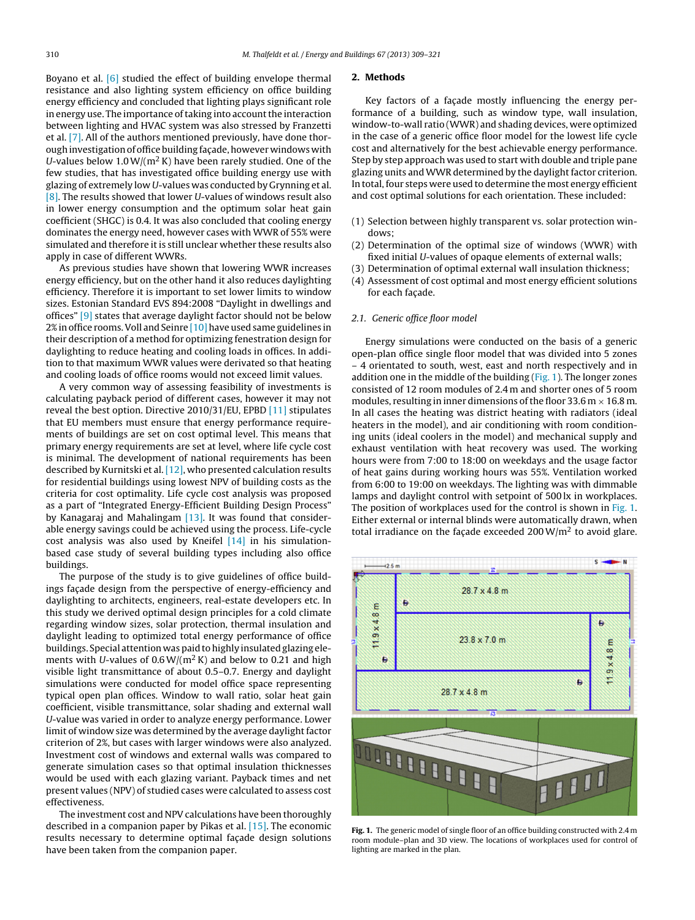Boyano et al. [6] studied the effect of building envelope thermal resistance and also lighting system efficiency on office building energy efficiency and concluded that lighting plays significant role in energy use. The importance of taking into account the interaction between lighting and HVAC system was also stressed by Franzetti et al. [7]. All of the authors mentioned previously, have done thorough investigation of office building façade, however windows with $U$-values below 1.0 W/(m$^2$ K) have been rarely studied. One of the few studies, that has investigated office building energy use with glazing of extremely low $U$-values was conducted by Grynning et al. [8]. The results showed that lower $U$-values of windows result also in lower energy consumption and the optimum solar heat gain coefficient (SHGC) is 0.4. It was also concluded that cooling energy dominates the energy need, however cases with WWR of 55% were simulated and therefore it is still unclear whether these results also apply in case of different WWRs.

As previous studies have shown that lowering WWR increases energy efficiency, but on the other hand it also reduces daylighting efficiency. Therefore it is important to set lower limits to window sizes. Estonian Standard EVS 894:2008 "Daylight in dwellings and offices" [9] states that average daylight factor should not be below 2% in office rooms. Voll and Seinre [10] have used same guidelines in their description of a method for optimizing fenestration design for daylighting to reduce heating and cooling loads in offices. In addition to that maximum WWR values were derivated so that heating and cooling loads of office rooms would not exceed limit values.

A very common way of assessing feasibility of investments is calculating payback period of different cases, however it may not reveal the best option. Directive 2010/31/EU, EPBD [11] stipulates that EU members must ensure that energy performance requirements of buildings are set on cost optimal level. This means that primary energy requirements are set at level, where life cycle cost is minimal. The development of national requirements has been described by Kurnitski et al. [12], who presented calculation results for residential buildings using lowest NPV of building costs as the criteria for cost optimality. Life cycle cost analysis was proposed as a part of "Integrated Energy-Efficient Building Design Process" by Kanagaraj and Mahalingam [13]. It was found that considerable energy savings could be achieved using the process. Life-cycle cost analysis was also used by Kneifel [14] in his simulation-based case study of several building types including also office buildings.

The purpose of the study is to give guidelines of office buildings façade design from the perspective of energy-efficiency and daylighting to architects, engineers, real-estate developers etc. In this study we derived optimal design principles for a cold climate regarding window sizes, solar protection, thermal insulation and daylight leading to optimized total energy performance of office buildings. Special attention was paid to highly insulated glazing elements with $U$-values of 0.6 W/(m$^2$ K) and below to 0.21 and high visible light transmittance of about 0.5–0.7. Energy and daylight simulations were conducted for model office space representing typical open plan offices. Window to wall ratio, solar heat gain coefficient, visible transmittance, solar shading and external wall $U$-value was varied in order to analyze energy performance. Lower limit of window size was determined by the average daylight factor criterion of 2%, but cases with larger windows were also analyzed. Investment cost of windows and external walls was compared to generate simulation cases so that optimal insulation thicknesses would be used with each glazing variant. Payback times and net present values (NPV) of studied cases were calculated to assess cost effectiveness.

The investment cost and NPV calculations have been thoroughly described in a companion paper by Pikas et al. [15]. The economic results necessary to determine optimal façade design solutions have been taken from the companion paper.

## 2. Methods

Key factors of a façade mostly influencing the energy performance of a building, such as window type, wall insulation, window-to-wall ratio (WWR) and shading devices, were optimized in the case of a generic office floor model for the lowest life cycle cost and alternatively for the best achievable energy performance. Step by step approach was used to start with double and triple pane glazing units and WWR determined by the daylight factor criterion. In total, four steps were used to determine the most energy efficient and cost optimal solutions for each orientation. These included:

(1) Selection between highly transparent vs. solar protection windows;
(2) Determination of the optimal size of windows (WWR) with fixed initial $U$-values of opaque elements of external walls;
(3) Determination of optimal external wall insulation thickness;
(4) Assessment of cost optimal and most energy efficient solutions for each façade.

### 2.1. Generic office floor model

Energy simulations were conducted on the basis of a generic open-plan office single floor model that was divided into 5 zones – 4 orientated to south, west, east and north respectively and in addition one in the middle of the building (Fig. 1). The longer zones consisted of 12 room modules of 2.4 m and shorter ones of 5 room modules, resulting in inner dimensions of the floor 33.6 m × 16.8 m. In all cases the heating was district heating with radiators (ideal heaters in the model), and air conditioning with room conditioning units (ideal coolers in the model) and mechanical supply and exhaust ventilation with heat recovery was used. The working hours were from 7:00 to 18:00 on weekdays and the usage factor of heat gains during working hours was 55%. Ventilation worked from 6:00 to 19:00 on weekdays. The lighting was with dimmable lamps and daylight control with setpoint of 500 lx in workplaces. The position of workplaces used for the control is shown in Fig. 1. Either external or internal blinds were automatically drawn, when total irradiance on the façade exceeded 200 W/m$^2$ to avoid glare.

**Fig. 1.** The generic model of single floor of an office building constructed with 2.4 m room module–plan and 3D view. The locations of workplaces used for control of lighting are marked in the plan.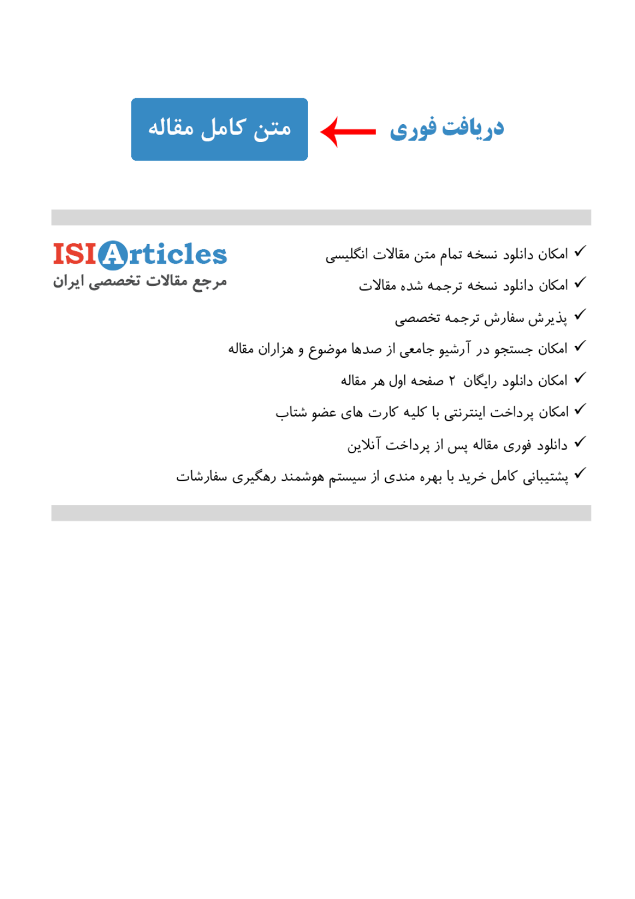دریافت فوری ← متن کامل مقاله

**ISIArticles**
مرجع مقالات تخصصی ایران

- ✓ امکان دانلود نسخه تمام متن مقالات انگلیسی
- ✓ امکان دانلود نسخه ترجمه شده مقالات
- ✓ پذیرش سفارش ترجمه تخصصی
- ✓ امکان جستجو در آرشیو جامعی از صدها موضوع و هزاران مقاله
- ✓ امکان دانلود رایگان ۲ صفحه اول هر مقاله
- ✓ امکان پرداخت اینترنتی با کلیه کارت های عضو شتاب
- ✓ دانلود فوری مقاله پس از پرداخت آنلاین
- ✓ پشتیبانی کامل خرید با بهره مندی از سیستم هوشمند رهگیری سفارشات